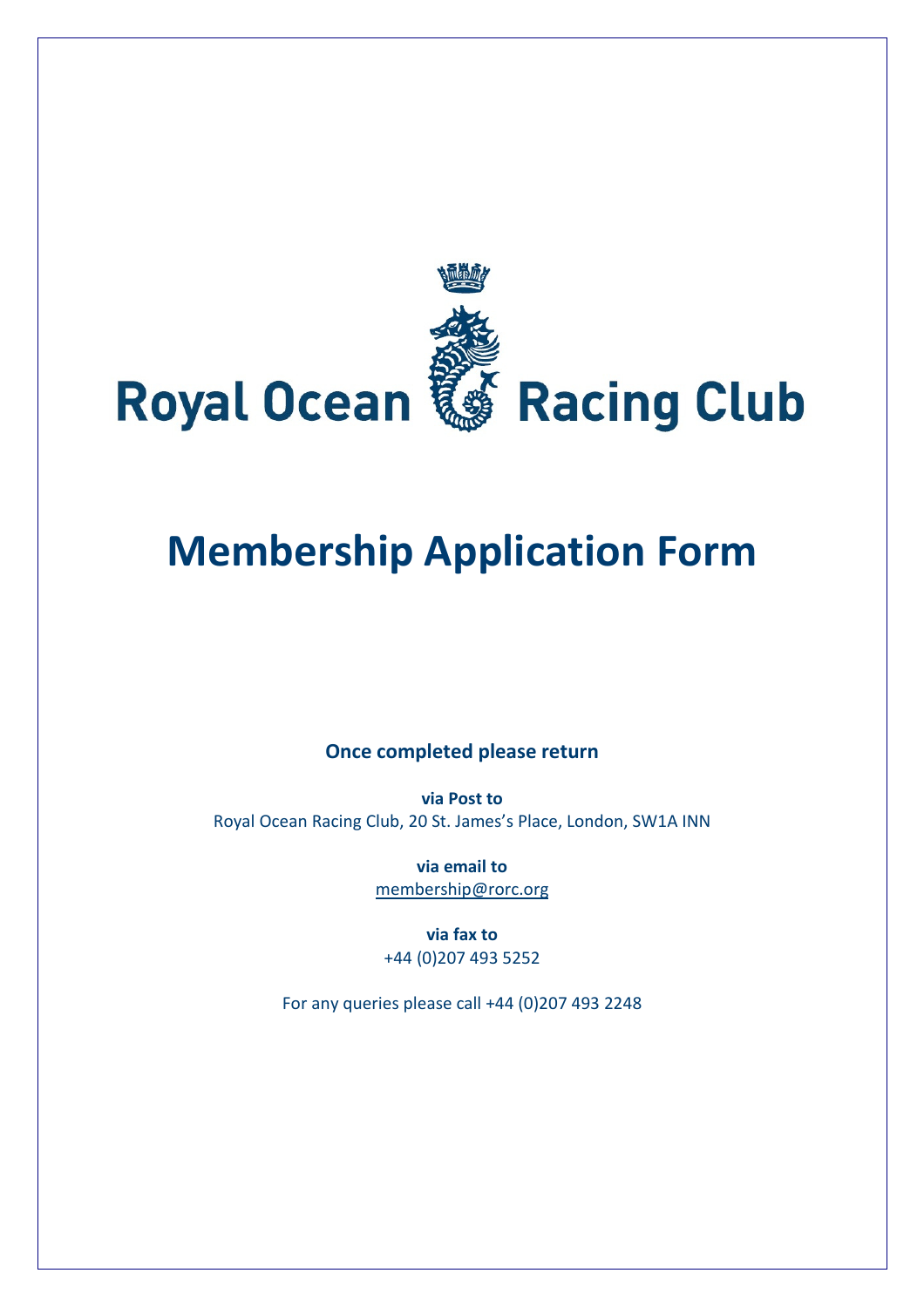Royal Ocean Racing Club

# Membership Application Form

**Once completed please return**

**via Post to**
Royal Ocean Racing Club, 20 St. James's Place, London, SW1A INN

**via email to**
membership@rorc.org

**via fax to**
+44 (0)207 493 5252

For any queries please call +44 (0)207 493 2248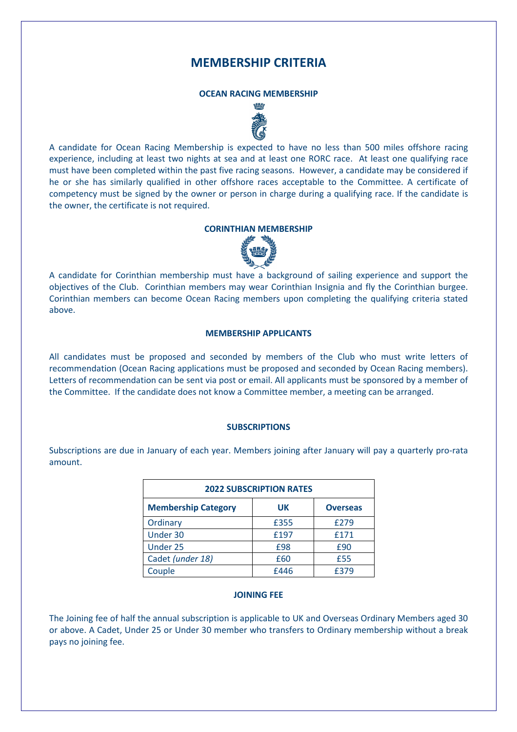# MEMBERSHIP CRITERIA

### OCEAN RACING MEMBERSHIP

A candidate for Ocean Racing Membership is expected to have no less than 500 miles offshore racing experience, including at least two nights at sea and at least one RORC race. At least one qualifying race must have been completed within the past five racing seasons. However, a candidate may be considered if he or she has similarly qualified in other offshore races acceptable to the Committee. A certificate of competency must be signed by the owner or person in charge during a qualifying race. If the candidate is the owner, the certificate is not required.

### CORINTHIAN MEMBERSHIP

A candidate for Corinthian membership must have a background of sailing experience and support the objectives of the Club. Corinthian members may wear Corinthian Insignia and fly the Corinthian burgee. Corinthian members can become Ocean Racing members upon completing the qualifying criteria stated above.

### MEMBERSHIP APPLICANTS

All candidates must be proposed and seconded by members of the Club who must write letters of recommendation (Ocean Racing applications must be proposed and seconded by Ocean Racing members). Letters of recommendation can be sent via post or email. All applicants must be sponsored by a member of the Committee. If the candidate does not know a Committee member, a meeting can be arranged.

### SUBSCRIPTIONS

Subscriptions are due in January of each year. Members joining after January will pay a quarterly pro-rata amount.

| 2022 SUBSCRIPTION RATES | | |
|---|---|---|
| **Membership Category** | **UK** | **Overseas** |
| Ordinary | £355 | £279 |
| Under 30 | £197 | £171 |
| Under 25 | £98 | £90 |
| Cadet *(under 18)* | £60 | £55 |
| Couple | £446 | £379 |

### JOINING FEE

The Joining fee of half the annual subscription is applicable to UK and Overseas Ordinary Members aged 30 or above. A Cadet, Under 25 or Under 30 member who transfers to Ordinary membership without a break pays no joining fee.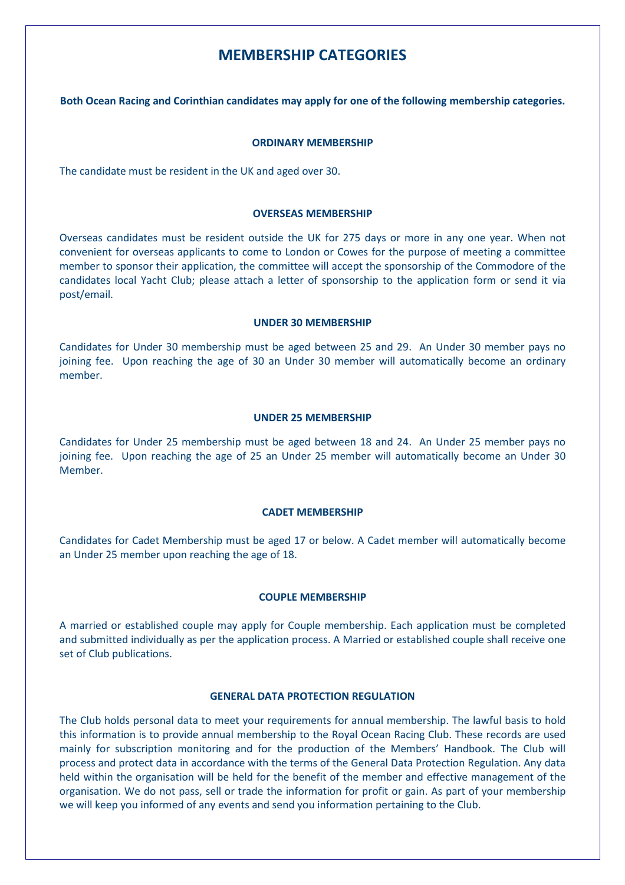# MEMBERSHIP CATEGORIES

**Both Ocean Racing and Corinthian candidates may apply for one of the following membership categories.**

### ORDINARY MEMBERSHIP

The candidate must be resident in the UK and aged over 30.

### OVERSEAS MEMBERSHIP

Overseas candidates must be resident outside the UK for 275 days or more in any one year. When not convenient for overseas applicants to come to London or Cowes for the purpose of meeting a committee member to sponsor their application, the committee will accept the sponsorship of the Commodore of the candidates local Yacht Club; please attach a letter of sponsorship to the application form or send it via post/email.

### UNDER 30 MEMBERSHIP

Candidates for Under 30 membership must be aged between 25 and 29. An Under 30 member pays no joining fee. Upon reaching the age of 30 an Under 30 member will automatically become an ordinary member.

### UNDER 25 MEMBERSHIP

Candidates for Under 25 membership must be aged between 18 and 24. An Under 25 member pays no joining fee. Upon reaching the age of 25 an Under 25 member will automatically become an Under 30 Member.

### CADET MEMBERSHIP

Candidates for Cadet Membership must be aged 17 or below. A Cadet member will automatically become an Under 25 member upon reaching the age of 18.

### COUPLE MEMBERSHIP

A married or established couple may apply for Couple membership. Each application must be completed and submitted individually as per the application process. A Married or established couple shall receive one set of Club publications.

### GENERAL DATA PROTECTION REGULATION

The Club holds personal data to meet your requirements for annual membership. The lawful basis to hold this information is to provide annual membership to the Royal Ocean Racing Club. These records are used mainly for subscription monitoring and for the production of the Members' Handbook. The Club will process and protect data in accordance with the terms of the General Data Protection Regulation. Any data held within the organisation will be held for the benefit of the member and effective management of the organisation. We do not pass, sell or trade the information for profit or gain. As part of your membership we will keep you informed of any events and send you information pertaining to the Club.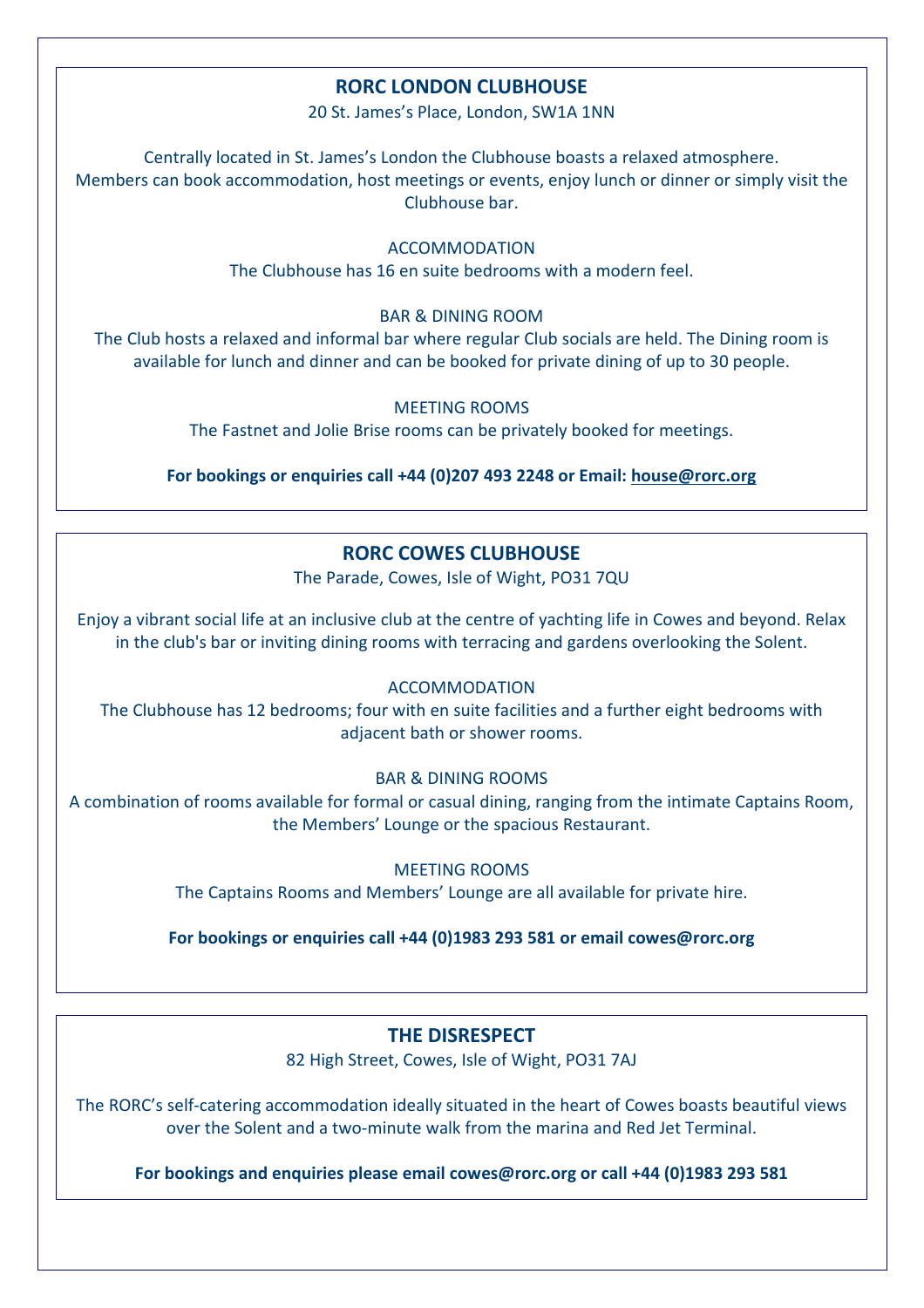## RORC LONDON CLUBHOUSE

20 St. James's Place, London, SW1A 1NN

Centrally located in St. James's London the Clubhouse boasts a relaxed atmosphere. Members can book accommodation, host meetings or events, enjoy lunch or dinner or simply visit the Clubhouse bar.

### ACCOMMODATION

The Clubhouse has 16 en suite bedrooms with a modern feel.

### BAR & DINING ROOM

The Club hosts a relaxed and informal bar where regular Club socials are held. The Dining room is available for lunch and dinner and can be booked for private dining of up to 30 people.

### MEETING ROOMS

The Fastnet and Jolie Brise rooms can be privately booked for meetings.

**For bookings or enquiries call +44 (0)207 493 2248 or Email: house@rorc.org**

## RORC COWES CLUBHOUSE

The Parade, Cowes, Isle of Wight, PO31 7QU

Enjoy a vibrant social life at an inclusive club at the centre of yachting life in Cowes and beyond. Relax in the club's bar or inviting dining rooms with terracing and gardens overlooking the Solent.

### ACCOMMODATION

The Clubhouse has 12 bedrooms; four with en suite facilities and a further eight bedrooms with adjacent bath or shower rooms.

### BAR & DINING ROOMS

A combination of rooms available for formal or casual dining, ranging from the intimate Captains Room, the Members' Lounge or the spacious Restaurant.

### MEETING ROOMS

The Captains Rooms and Members' Lounge are all available for private hire.

**For bookings or enquiries call +44 (0)1983 293 581 or email cowes@rorc.org**

## THE DISRESPECT

82 High Street, Cowes, Isle of Wight, PO31 7AJ

The RORC's self-catering accommodation ideally situated in the heart of Cowes boasts beautiful views over the Solent and a two-minute walk from the marina and Red Jet Terminal.

**For bookings and enquiries please email cowes@rorc.org or call +44 (0)1983 293 581**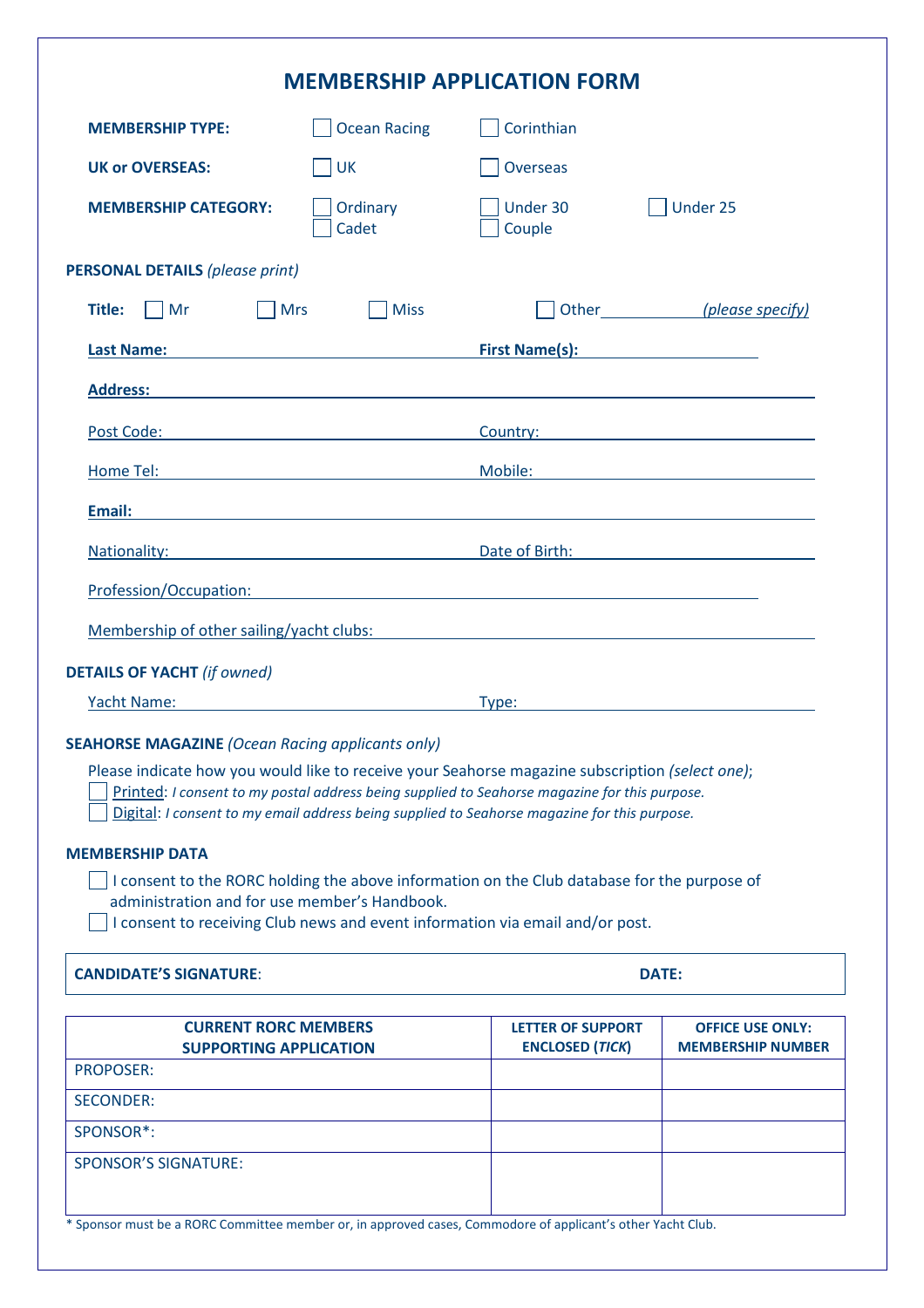# MEMBERSHIP APPLICATION FORM

**MEMBERSHIP TYPE:** ☐ Ocean Racing ☐ Corinthian

**UK or OVERSEAS:** ☐ UK ☐ Overseas

**MEMBERSHIP CATEGORY:** ☐ Ordinary ☐ Cadet ☐ Under 30 ☐ Couple ☐ Under 25

**PERSONAL DETAILS** *(please print)*

**Title:** ☐ Mr ☐ Mrs ☐ Miss ☐ Other\_\_\_\_\_\_\_\_\_\_ *(please specify)*

**Last Name:** \_\_\_\_\_\_\_\_\_\_\_\_\_\_\_\_\_\_\_\_ **First Name(s):** \_\_\_\_\_\_\_\_\_\_\_\_\_\_\_\_\_\_\_\_

**Address:** \_\_\_\_\_\_\_\_\_\_\_\_\_\_\_\_\_\_\_\_\_\_\_\_\_\_\_\_\_\_\_\_\_\_\_\_\_\_\_\_

Post Code: \_\_\_\_\_\_\_\_\_\_\_\_\_\_\_\_\_\_\_\_ Country: \_\_\_\_\_\_\_\_\_\_\_\_\_\_\_\_\_\_\_\_

Home Tel: \_\_\_\_\_\_\_\_\_\_\_\_\_\_\_\_\_\_\_\_ Mobile: \_\_\_\_\_\_\_\_\_\_\_\_\_\_\_\_\_\_\_\_

**Email:** \_\_\_\_\_\_\_\_\_\_\_\_\_\_\_\_\_\_\_\_\_\_\_\_\_\_\_\_\_\_\_\_\_\_\_\_\_\_\_\_

Nationality: \_\_\_\_\_\_\_\_\_\_\_\_\_\_\_\_\_\_\_\_ Date of Birth: \_\_\_\_\_\_\_\_\_\_\_\_\_\_\_\_\_\_\_\_

Profession/Occupation: \_\_\_\_\_\_\_\_\_\_\_\_\_\_\_\_\_\_\_\_\_\_\_\_\_\_\_\_\_\_\_\_\_\_\_\_\_\_\_\_

Membership of other sailing/yacht clubs: \_\_\_\_\_\_\_\_\_\_\_\_\_\_\_\_\_\_\_\_\_\_\_\_\_\_\_\_\_\_

**DETAILS OF YACHT** *(if owned)*

Yacht Name: \_\_\_\_\_\_\_\_\_\_\_\_\_\_\_\_\_\_\_\_ Type: \_\_\_\_\_\_\_\_\_\_\_\_\_\_\_\_\_\_\_\_

**SEAHORSE MAGAZINE** *(Ocean Racing applicants only)*

Please indicate how you would like to receive your Seahorse magazine subscription *(select one)*;

☐ Printed: *I consent to my postal address being supplied to Seahorse magazine for this purpose.*

☐ Digital: *I consent to my email address being supplied to Seahorse magazine for this purpose.*

**MEMBERSHIP DATA**

☐ I consent to the RORC holding the above information on the Club database for the purpose of administration and for use member's Handbook.

☐ I consent to receiving Club news and event information via email and/or post.

| **CANDIDATE'S SIGNATURE**: | **DATE:** |
|---|---|

| **CURRENT RORC MEMBERS SUPPORTING APPLICATION** | **LETTER OF SUPPORT ENCLOSED (*TICK*)** | **OFFICE USE ONLY: MEMBERSHIP NUMBER** |
|---|---|---|
| PROPOSER: | | |
| SECONDER: | | |
| SPONSOR*: | | |
| SPONSOR'S SIGNATURE: | | |

\* Sponsor must be a RORC Committee member or, in approved cases, Commodore of applicant's other Yacht Club.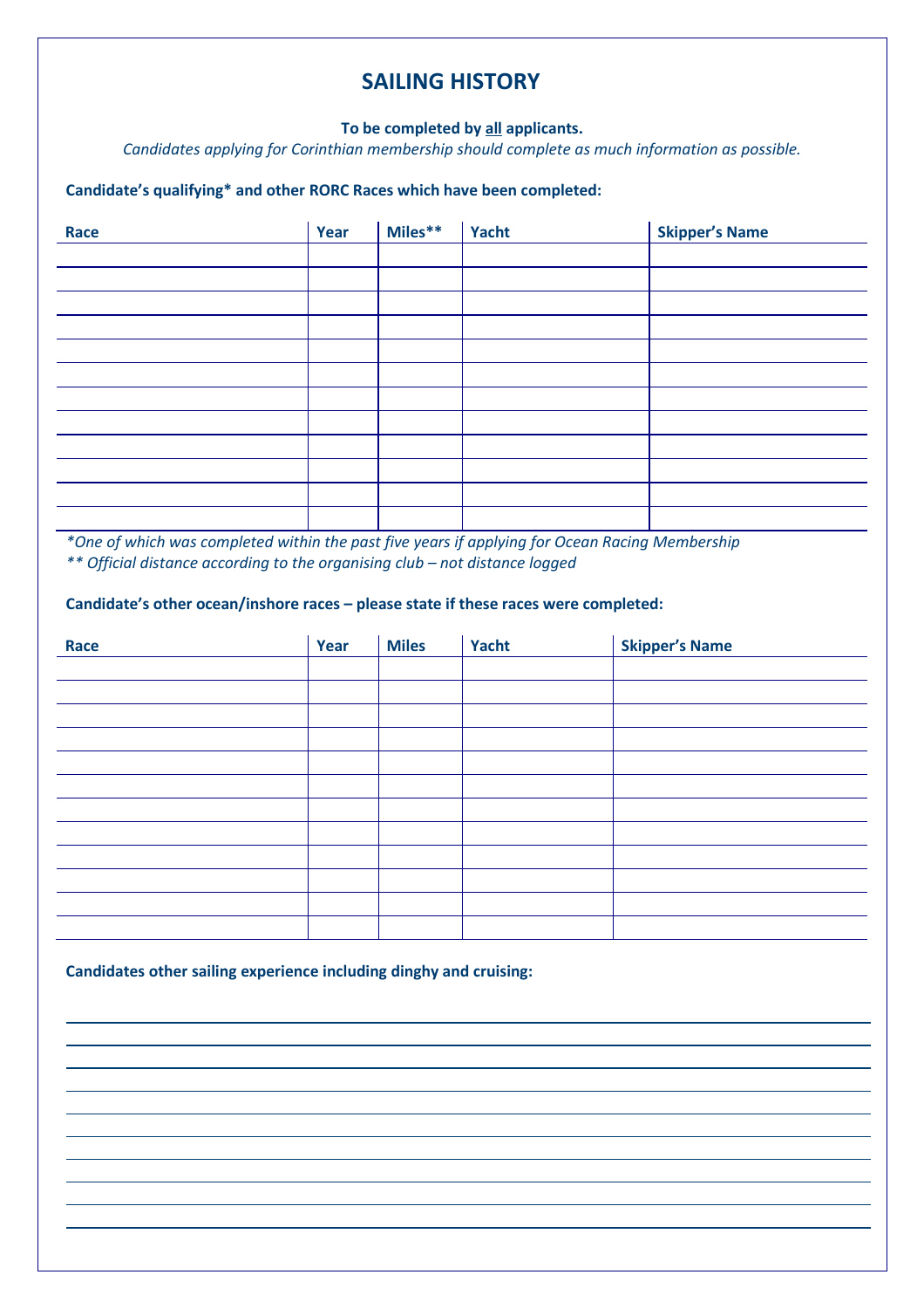# SAILING HISTORY

**To be completed by all applicants.**

*Candidates applying for Corinthian membership should complete as much information as possible.*

**Candidate's qualifying\* and other RORC Races which have been completed:**

| Race | Year | Miles** | Yacht | Skipper's Name |
|---|---|---|---|---|
| | | | | |
| | | | | |
| | | | | |
| | | | | |
| | | | | |
| | | | | |
| | | | | |
| | | | | |
| | | | | |
| | | | | |
| | | | | |
| | | | | |

*\*One of which was completed within the past five years if applying for Ocean Racing Membership*

*\*\* Official distance according to the organising club – not distance logged*

**Candidate's other ocean/inshore races – please state if these races were completed:**

| Race | Year | Miles | Yacht | Skipper's Name |
|---|---|---|---|---|
| | | | | |
| | | | | |
| | | | | |
| | | | | |
| | | | | |
| | | | | |
| | | | | |
| | | | | |
| | | | | |
| | | | | |
| | | | | |
| | | | | |

**Candidates other sailing experience including dinghy and cruising:**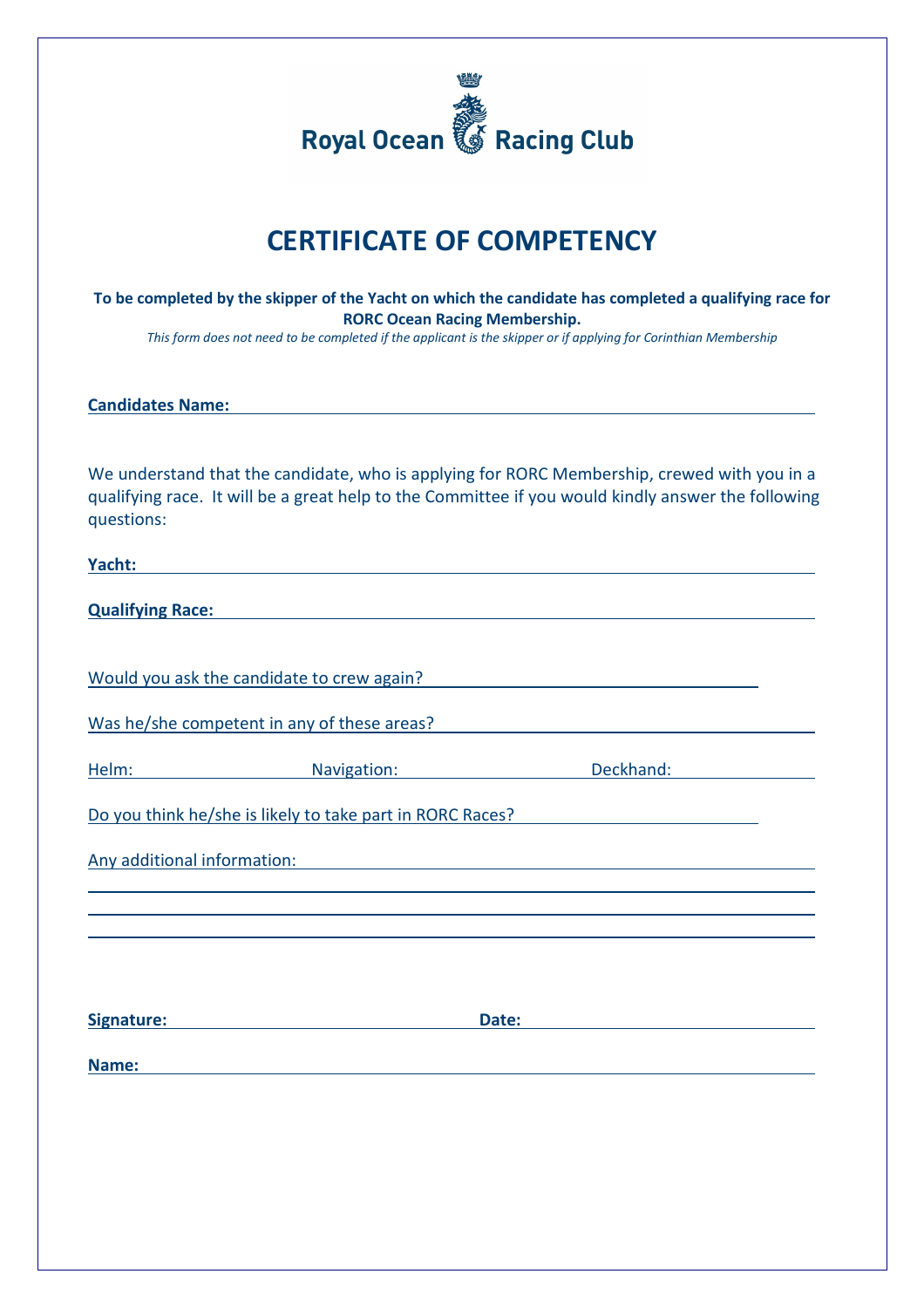Royal Ocean Racing Club

# CERTIFICATE OF COMPETENCY

**To be completed by the skipper of the Yacht on which the candidate has completed a qualifying race for RORC Ocean Racing Membership.**

*This form does not need to be completed if the applicant is the skipper or if applying for Corinthian Membership*

**Candidates Name:** ______________________________

We understand that the candidate, who is applying for RORC Membership, crewed with you in a qualifying race. It will be a great help to the Committee if you would kindly answer the following questions:

**Yacht:** ______________________________

**Qualifying Race:** ______________________________

Would you ask the candidate to crew again? ______________________________

Was he/she competent in any of these areas? ______________________________

Helm: __________ Navigation: __________ Deckhand: __________

Do you think he/she is likely to take part in RORC Races? ______________________________

Any additional information: ______________________________

______________________________

______________________________

______________________________

**Signature:** ______________________________ **Date:** ______________________________

**Name:** ______________________________